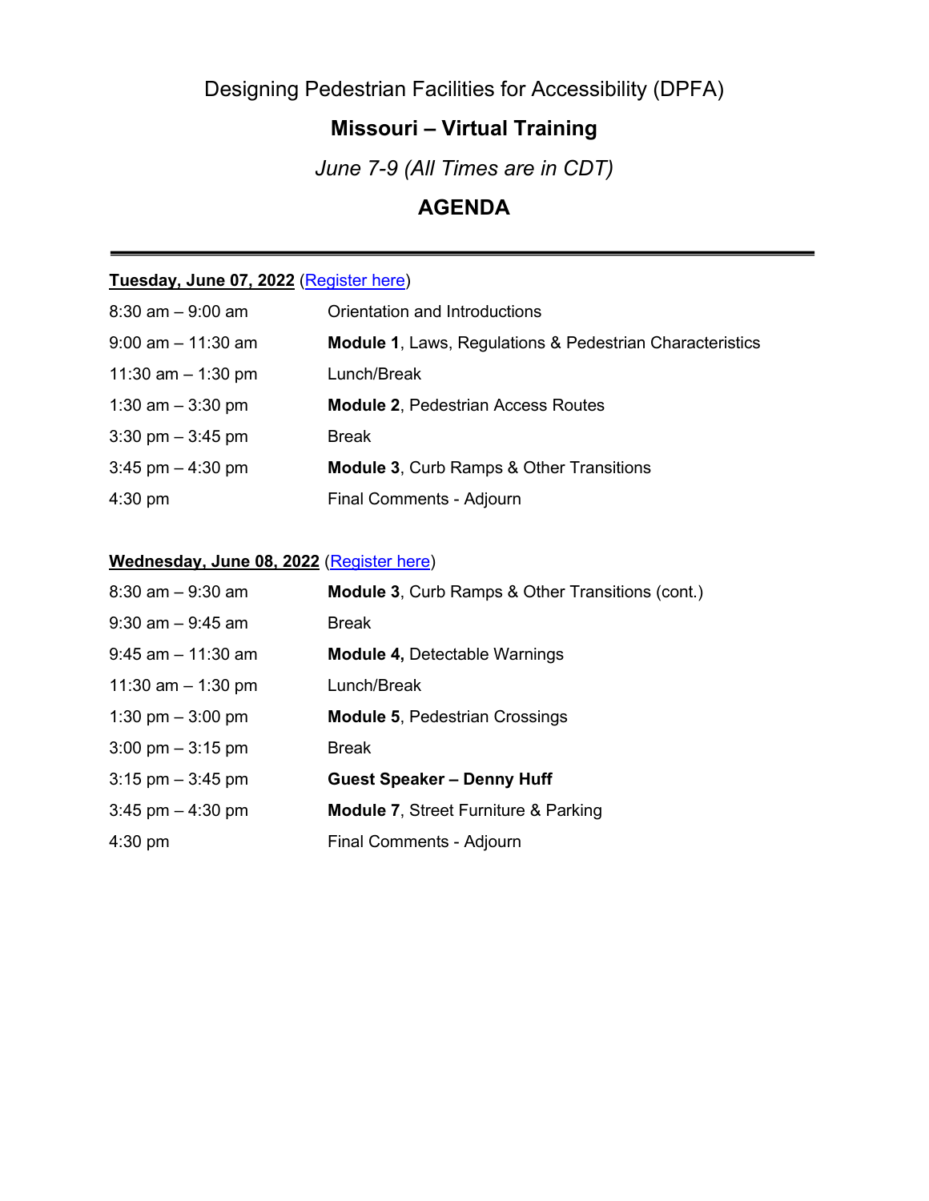# Designing Pedestrian Facilities for Accessibility (DPFA)

## Missouri – Virtual Training

*June 7-9 (All Times are in CDT)*

## AGENDA

---

**Tuesday, June 07, 2022** (Register here)

| | |
|---|---|
| 8:30 am – 9:00 am | Orientation and Introductions |
| 9:00 am – 11:30 am | **Module 1**, Laws, Regulations & Pedestrian Characteristics |
| 11:30 am – 1:30 pm | Lunch/Break |
| 1:30 am – 3:30 pm | **Module 2**, Pedestrian Access Routes |
| 3:30 pm – 3:45 pm | Break |
| 3:45 pm – 4:30 pm | **Module 3**, Curb Ramps & Other Transitions |
| 4:30 pm | Final Comments - Adjourn |

**Wednesday, June 08, 2022** (Register here)

| | |
|---|---|
| 8:30 am – 9:30 am | **Module 3**, Curb Ramps & Other Transitions (cont.) |
| 9:30 am – 9:45 am | Break |
| 9:45 am – 11:30 am | **Module 4,** Detectable Warnings |
| 11:30 am – 1:30 pm | Lunch/Break |
| 1:30 pm – 3:00 pm | **Module 5**, Pedestrian Crossings |
| 3:00 pm – 3:15 pm | Break |
| 3:15 pm – 3:45 pm | **Guest Speaker – Denny Huff** |
| 3:45 pm – 4:30 pm | **Module 7**, Street Furniture & Parking |
| 4:30 pm | Final Comments - Adjourn |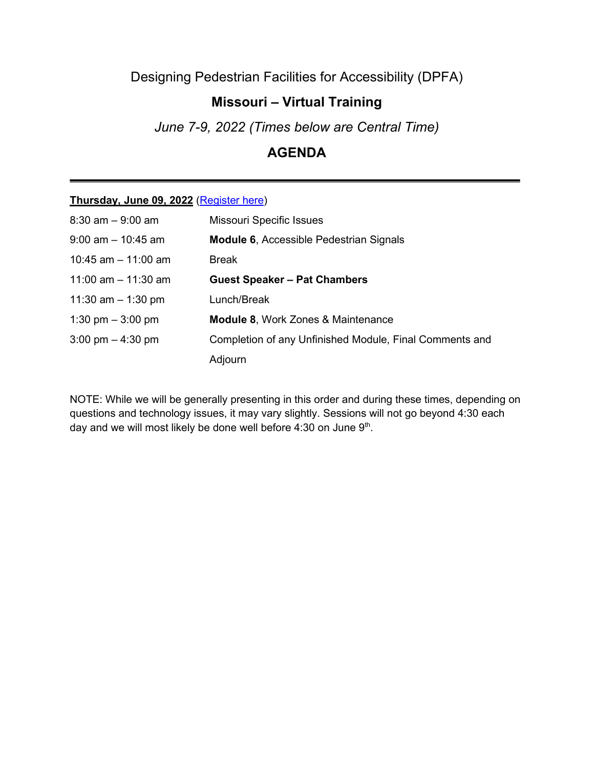Designing Pedestrian Facilities for Accessibility (DPFA)

## Missouri – Virtual Training

*June 7-9, 2022 (Times below are Central Time)*

## AGENDA

---

**Thursday, June 09, 2022** (Register here)

| | |
|---|---|
| 8:30 am – 9:00 am | Missouri Specific Issues |
| 9:00 am – 10:45 am | **Module 6**, Accessible Pedestrian Signals |
| 10:45 am – 11:00 am | Break |
| 11:00 am – 11:30 am | **Guest Speaker – Pat Chambers** |
| 11:30 am – 1:30 pm | Lunch/Break |
| 1:30 pm – 3:00 pm | **Module 8**, Work Zones & Maintenance |
| 3:00 pm – 4:30 pm | Completion of any Unfinished Module, Final Comments and Adjourn |

NOTE: While we will be generally presenting in this order and during these times, depending on questions and technology issues, it may vary slightly. Sessions will not go beyond 4:30 each day and we will most likely be done well before 4:30 on June 9th.